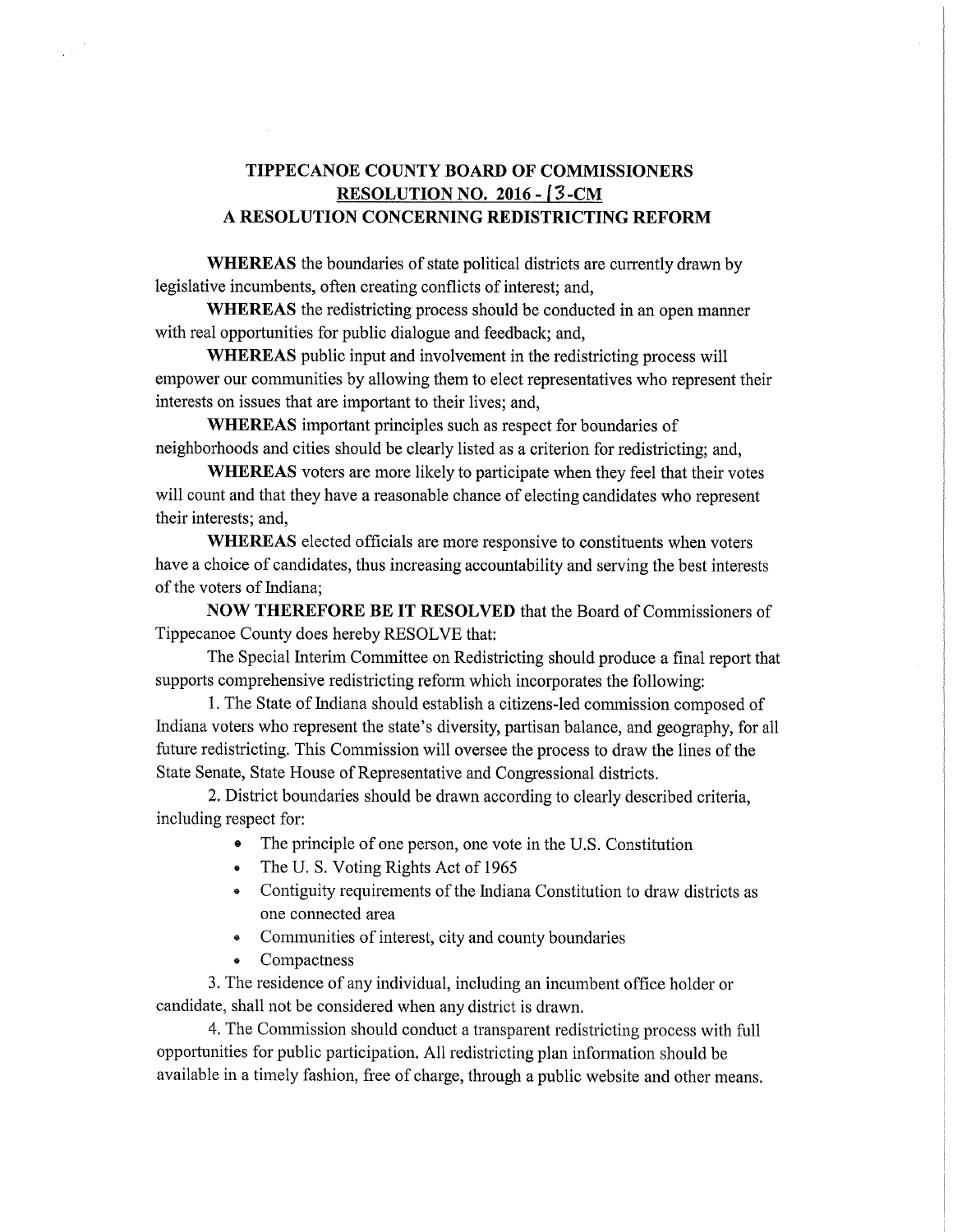# TIPPECANOE COUNTY BOARD OF COMMISSIONERS
## RESOLUTION NO. 2016 - 13-CM
## A RESOLUTION CONCERNING REDISTRICTING REFORM

**WHEREAS** the boundaries of state political districts are currently drawn by legislative incumbents, often creating conflicts of interest; and,

**WHEREAS** the redistricting process should be conducted in an open manner with real opportunities for public dialogue and feedback; and,

**WHEREAS** public input and involvement in the redistricting process will empower our communities by allowing them to elect representatives who represent their interests on issues that are important to their lives; and,

**WHEREAS** important principles such as respect for boundaries of neighborhoods and cities should be clearly listed as a criterion for redistricting; and,

**WHEREAS** voters are more likely to participate when they feel that their votes will count and that they have a reasonable chance of electing candidates who represent their interests; and,

**WHEREAS** elected officials are more responsive to constituents when voters have a choice of candidates, thus increasing accountability and serving the best interests of the voters of Indiana;

**NOW THEREFORE BE IT RESOLVED** that the Board of Commissioners of Tippecanoe County does hereby RESOLVE that:

The Special Interim Committee on Redistricting should produce a final report that supports comprehensive redistricting reform which incorporates the following:

1. The State of Indiana should establish a citizens-led commission composed of Indiana voters who represent the state's diversity, partisan balance, and geography, for all future redistricting. This Commission will oversee the process to draw the lines of the State Senate, State House of Representative and Congressional districts.

2. District boundaries should be drawn according to clearly described criteria, including respect for:
   - The principle of one person, one vote in the U.S. Constitution
   - The U. S. Voting Rights Act of 1965
   - Contiguity requirements of the Indiana Constitution to draw districts as one connected area
   - Communities of interest, city and county boundaries
   - Compactness

3. The residence of any individual, including an incumbent office holder or candidate, shall not be considered when any district is drawn.

4. The Commission should conduct a transparent redistricting process with full opportunities for public participation. All redistricting plan information should be available in a timely fashion, free of charge, through a public website and other means.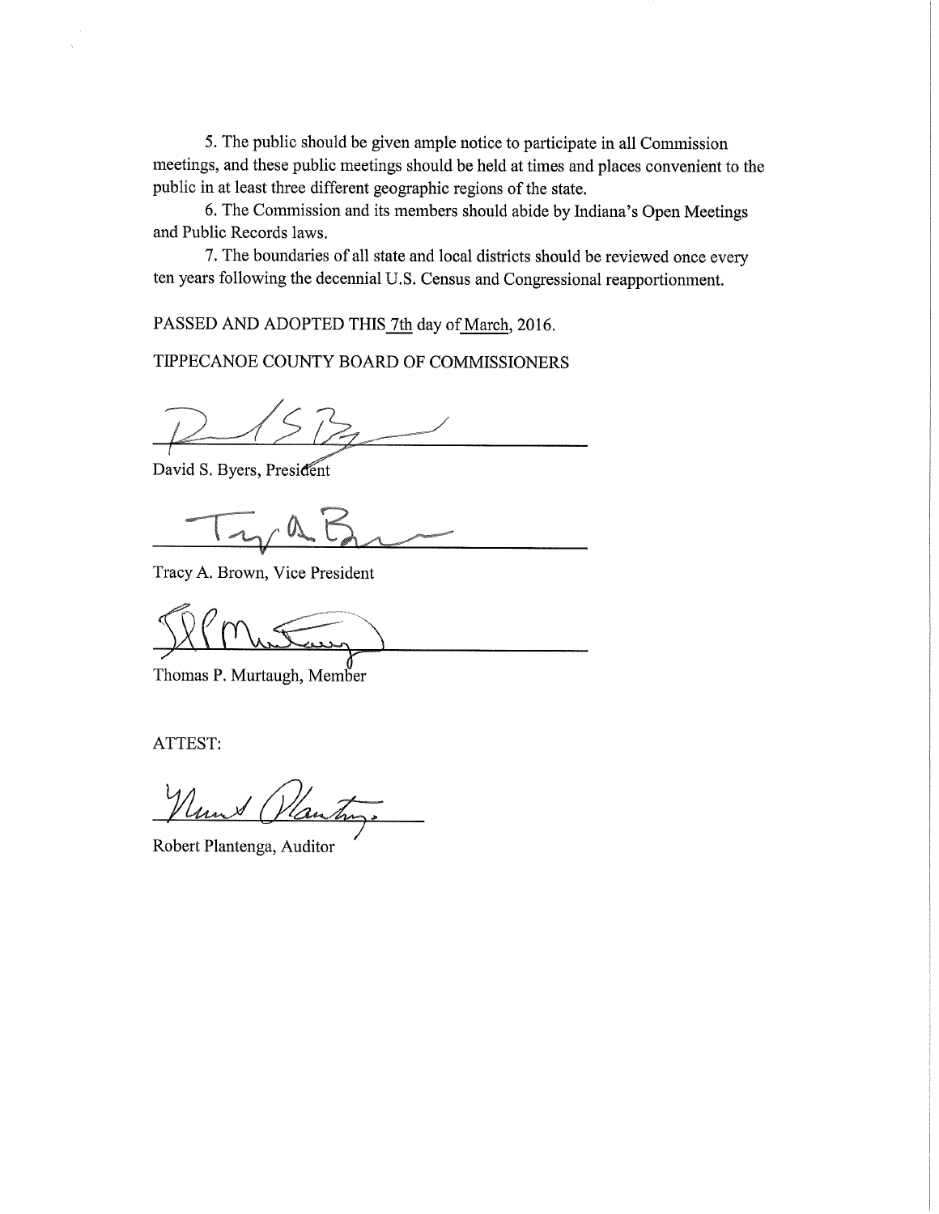5. The public should be given ample notice to participate in all Commission meetings, and these public meetings should be held at times and places convenient to the public in at least three different geographic regions of the state.

6. The Commission and its members should abide by Indiana's Open Meetings and Public Records laws.

7. The boundaries of all state and local districts should be reviewed once every ten years following the decennial U.S. Census and Congressional reapportionment.

PASSED AND ADOPTED THIS 7th day of March, 2016.

TIPPECANOE COUNTY BOARD OF COMMISSIONERS

David S. Byers, President

Tracy A. Brown, Vice President

Thomas P. Murtaugh, Member

ATTEST:

Robert Plantenga, Auditor